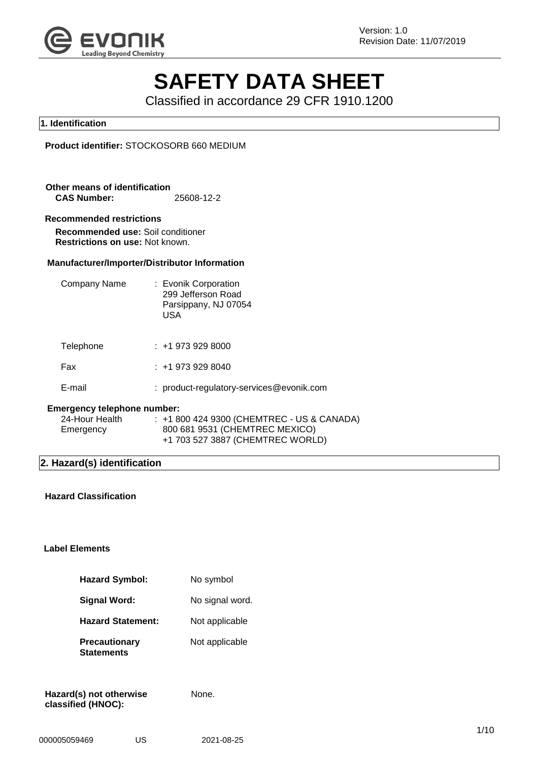Version: 1.0
Revision Date: 11/07/2019

# SAFETY DATA SHEET

Classified in accordance 29 CFR 1910.1200

## 1. Identification

**Product identifier:** STOCKOSORB 660 MEDIUM

**Other means of identification**
**CAS Number:** 25608-12-2

**Recommended restrictions**
**Recommended use:** Soil conditioner
**Restrictions on use:** Not known.

**Manufacturer/Importer/Distributor Information**

| | |
|---|---|
| Company Name | : Evonik Corporation<br>299 Jefferson Road<br>Parsippany, NJ 07054<br>USA |
| Telephone | : +1 973 929 8000 |
| Fax | : +1 973 929 8040 |
| E-mail | : product-regulatory-services@evonik.com |

**Emergency telephone number:**

| | |
|---|---|
| 24-Hour Health Emergency | : +1 800 424 9300 (CHEMTREC - US & CANADA)<br>800 681 9531 (CHEMTREC MEXICO)<br>+1 703 527 3887 (CHEMTREC WORLD) |

## 2. Hazard(s) identification

**Hazard Classification**

**Label Elements**

| | |
|---|---|
| **Hazard Symbol:** | No symbol |
| **Signal Word:** | No signal word. |
| **Hazard Statement:** | Not applicable |
| **Precautionary Statements** | Not applicable |

**Hazard(s) not otherwise classified (HNOC):** None.

000005059469 US 2021-08-25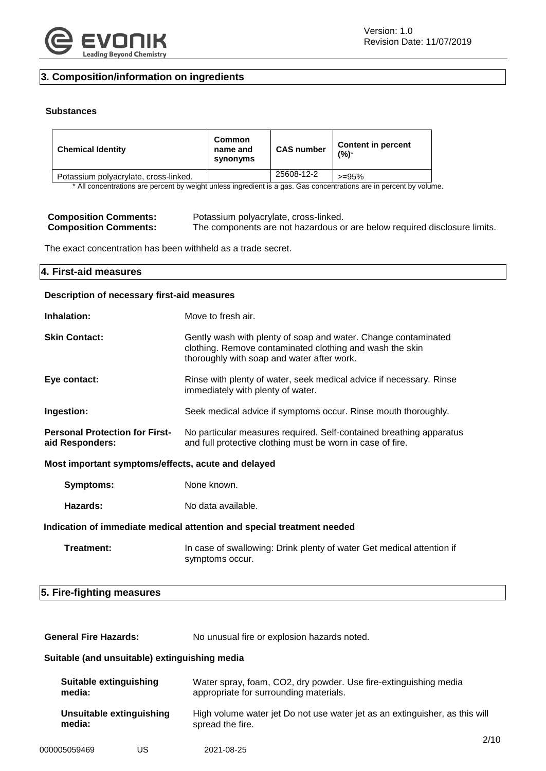## 3. Composition/information on ingredients

### Substances

| Chemical Identity | Common name and synonyms | CAS number | Content in percent (%)* |
|---|---|---|---|
| Potassium polyacrylate, cross-linked. | | 25608-12-2 | >=95% |

\* All concentrations are percent by weight unless ingredient is a gas. Gas concentrations are in percent by volume.

**Composition Comments:** Potassium polyacrylate, cross-linked.
**Composition Comments:** The components are not hazardous or are below required disclosure limits.

The exact concentration has been withheld as a trade secret.

## 4. First-aid measures

### Description of necessary first-aid measures

**Inhalation:** Move to fresh air.

**Skin Contact:** Gently wash with plenty of soap and water. Change contaminated clothing. Remove contaminated clothing and wash the skin thoroughly with soap and water after work.

**Eye contact:** Rinse with plenty of water, seek medical advice if necessary. Rinse immediately with plenty of water.

**Ingestion:** Seek medical advice if symptoms occur. Rinse mouth thoroughly.

**Personal Protection for First-aid Responders:** No particular measures required. Self-contained breathing apparatus and full protective clothing must be worn in case of fire.

### Most important symptoms/effects, acute and delayed

**Symptoms:** None known.

**Hazards:** No data available.

### Indication of immediate medical attention and special treatment needed

**Treatment:** In case of swallowing: Drink plenty of water Get medical attention if symptoms occur.

## 5. Fire-fighting measures

**General Fire Hazards:** No unusual fire or explosion hazards noted.

### Suitable (and unsuitable) extinguishing media

**Suitable extinguishing media:** Water spray, foam, $CO_2$, dry powder. Use fire-extinguishing media appropriate for surrounding materials.

**Unsuitable extinguishing media:** High volume water jet Do not use water jet as an extinguisher, as this will spread the fire.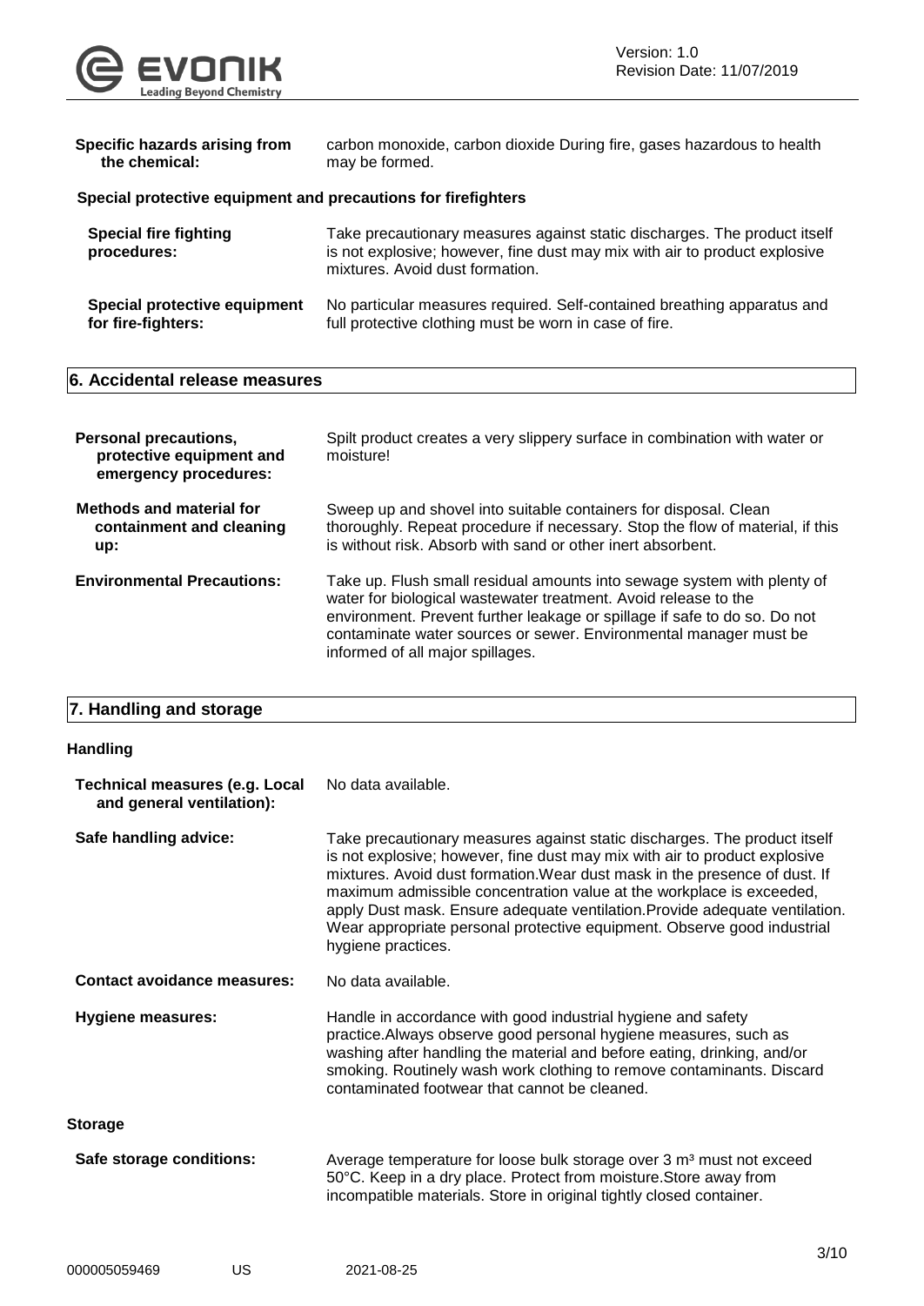**Specific hazards arising from the chemical:** carbon monoxide, carbon dioxide During fire, gases hazardous to health may be formed.

**Special protective equipment and precautions for firefighters**

**Special fire fighting procedures:** Take precautionary measures against static discharges. The product itself is not explosive; however, fine dust may mix with air to product explosive mixtures. Avoid dust formation.

**Special protective equipment for fire-fighters:** No particular measures required. Self-contained breathing apparatus and full protective clothing must be worn in case of fire.

## 6. Accidental release measures

**Personal precautions, protective equipment and emergency procedures:** Spilt product creates a very slippery surface in combination with water or moisture!

**Methods and material for containment and cleaning up:** Sweep up and shovel into suitable containers for disposal. Clean thoroughly. Repeat procedure if necessary. Stop the flow of material, if this is without risk. Absorb with sand or other inert absorbent.

**Environmental Precautions:** Take up. Flush small residual amounts into sewage system with plenty of water for biological wastewater treatment. Avoid release to the environment. Prevent further leakage or spillage if safe to do so. Do not contaminate water sources or sewer. Environmental manager must be informed of all major spillages.

## 7. Handling and storage

### Handling

**Technical measures (e.g. Local and general ventilation):** No data available.

**Safe handling advice:** Take precautionary measures against static discharges. The product itself is not explosive; however, fine dust may mix with air to product explosive mixtures. Avoid dust formation.Wear dust mask in the presence of dust. If maximum admissible concentration value at the workplace is exceeded, apply Dust mask. Ensure adequate ventilation.Provide adequate ventilation. Wear appropriate personal protective equipment. Observe good industrial hygiene practices.

**Contact avoidance measures:** No data available.

**Hygiene measures:** Handle in accordance with good industrial hygiene and safety practice.Always observe good personal hygiene measures, such as washing after handling the material and before eating, drinking, and/or smoking. Routinely wash work clothing to remove contaminants. Discard contaminated footwear that cannot be cleaned.

### Storage

**Safe storage conditions:** Average temperature for loose bulk storage over 3 $m^3$ must not exceed 50°C. Keep in a dry place. Protect from moisture.Store away from incompatible materials. Store in original tightly closed container.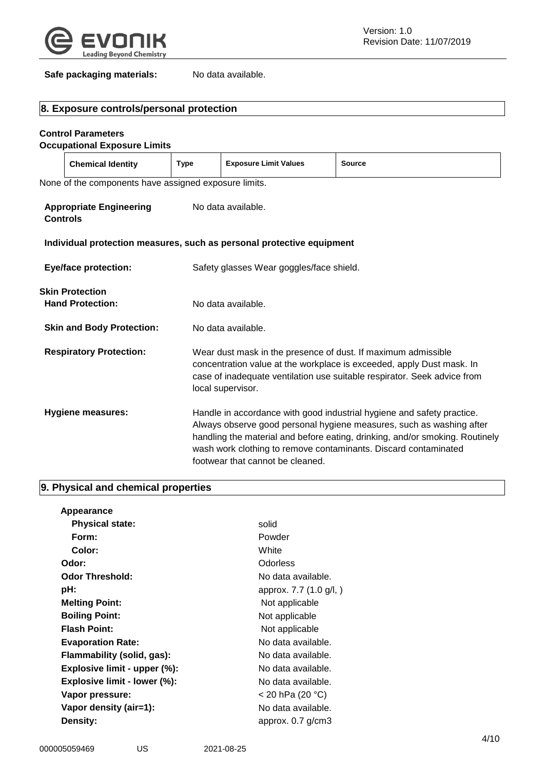**Safe packaging materials:** No data available.

## 8. Exposure controls/personal protection

### Control Parameters

**Occupational Exposure Limits**

| Chemical Identity | Type | Exposure Limit Values | Source |
|---|---|---|---|

None of the components have assigned exposure limits.

**Appropriate Engineering Controls** No data available.

**Individual protection measures, such as personal protective equipment**

**Eye/face protection:** Safety glasses Wear goggles/face shield.

**Skin Protection**

**Hand Protection:** No data available.

**Skin and Body Protection:** No data available.

**Respiratory Protection:** Wear dust mask in the presence of dust. If maximum admissible concentration value at the workplace is exceeded, apply Dust mask. In case of inadequate ventilation use suitable respirator. Seek advice from local supervisor.

**Hygiene measures:** Handle in accordance with good industrial hygiene and safety practice. Always observe good personal hygiene measures, such as washing after handling the material and before eating, drinking, and/or smoking. Routinely wash work clothing to remove contaminants. Discard contaminated footwear that cannot be cleaned.

## 9. Physical and chemical properties

**Appearance**

| | |
|---|---|
| **Physical state:** | solid |
| **Form:** | Powder |
| **Color:** | White |
| **Odor:** | Odorless |
| **Odor Threshold:** | No data available. |
| **pH:** | approx. 7.7 (1.0 g/l, ) |
| **Melting Point:** | Not applicable |
| **Boiling Point:** | Not applicable |
| **Flash Point:** | Not applicable |
| **Evaporation Rate:** | No data available. |
| **Flammability (solid, gas):** | No data available. |
| **Explosive limit - upper (%):** | No data available. |
| **Explosive limit - lower (%):** | No data available. |
| **Vapor pressure:** | < 20 hPa (20 °C) |
| **Vapor density (air=1):** | No data available. |
| **Density:** | approx. 0.7 g/cm3 |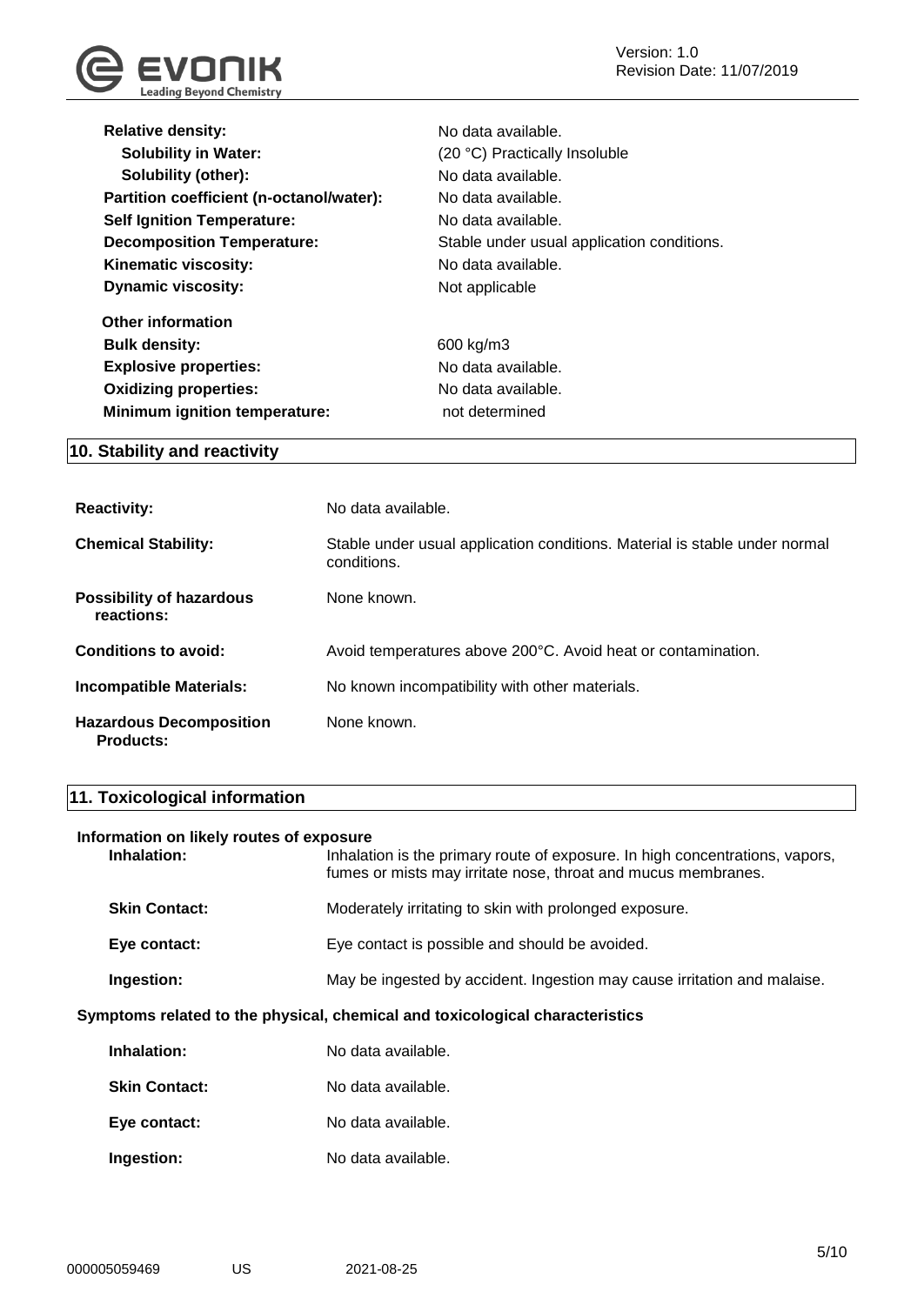| | |
|---|---|
| **Relative density:** | No data available. |
| **Solubility in Water:** | (20 °C) Practically Insoluble |
| **Solubility (other):** | No data available. |
| **Partition coefficient (n-octanol/water):** | No data available. |
| **Self Ignition Temperature:** | No data available. |
| **Decomposition Temperature:** | Stable under usual application conditions. |
| **Kinematic viscosity:** | No data available. |
| **Dynamic viscosity:** | Not applicable |

**Other information**

| | |
|---|---|
| **Bulk density:** | 600 kg/m3 |
| **Explosive properties:** | No data available. |
| **Oxidizing properties:** | No data available. |
| **Minimum ignition temperature:** | not determined |

## 10. Stability and reactivity

| | |
|---|---|
| **Reactivity:** | No data available. |
| **Chemical Stability:** | Stable under usual application conditions. Material is stable under normal conditions. |
| **Possibility of hazardous reactions:** | None known. |
| **Conditions to avoid:** | Avoid temperatures above 200°C. Avoid heat or contamination. |
| **Incompatible Materials:** | No known incompatibility with other materials. |
| **Hazardous Decomposition Products:** | None known. |

## 11. Toxicological information

**Information on likely routes of exposure**

| | |
|---|---|
| **Inhalation:** | Inhalation is the primary route of exposure. In high concentrations, vapors, fumes or mists may irritate nose, throat and mucus membranes. |
| **Skin Contact:** | Moderately irritating to skin with prolonged exposure. |
| **Eye contact:** | Eye contact is possible and should be avoided. |
| **Ingestion:** | May be ingested by accident. Ingestion may cause irritation and malaise. |

**Symptoms related to the physical, chemical and toxicological characteristics**

| | |
|---|---|
| **Inhalation:** | No data available. |
| **Skin Contact:** | No data available. |
| **Eye contact:** | No data available. |
| **Ingestion:** | No data available. |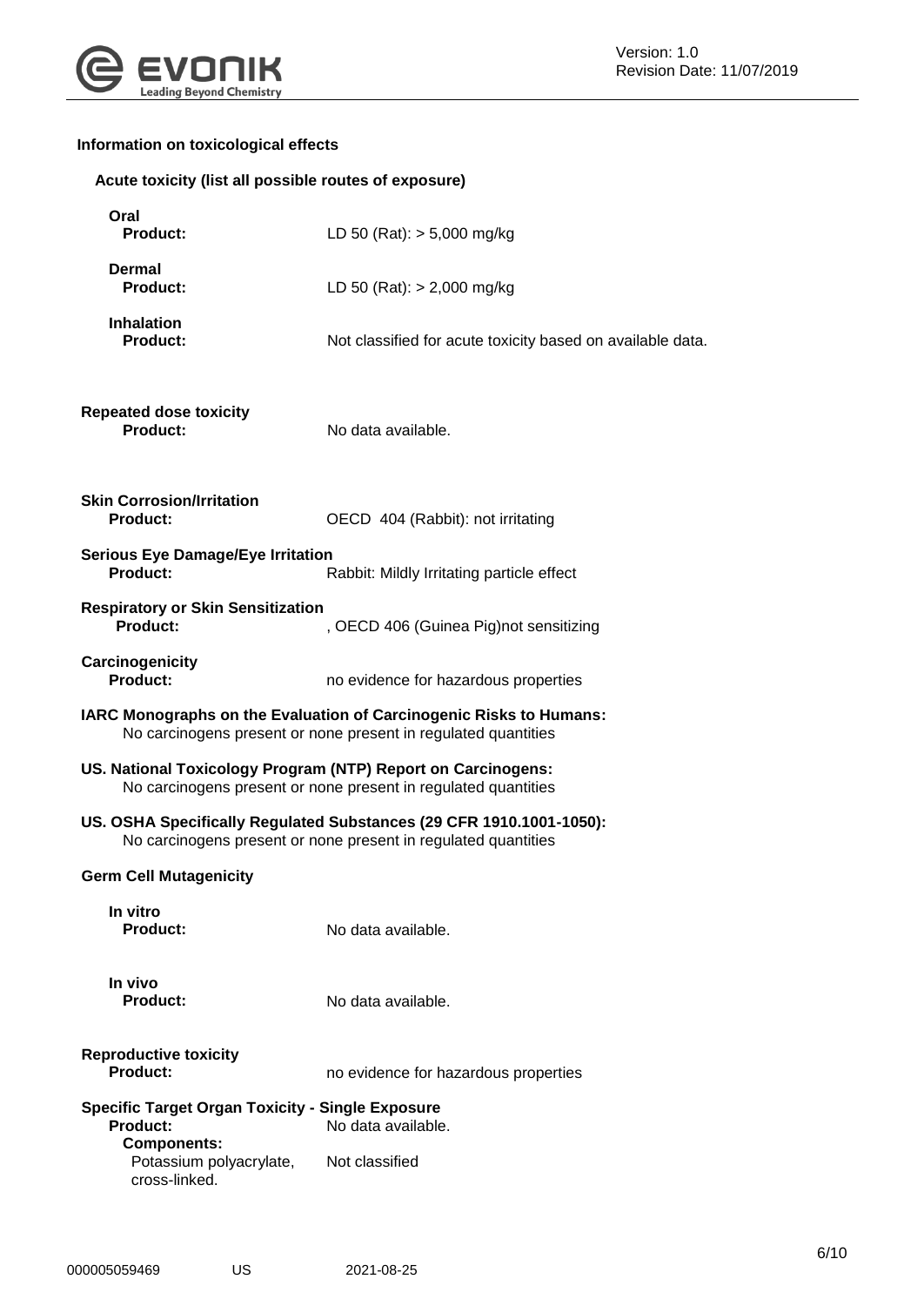### Information on toxicological effects

#### Acute toxicity (list all possible routes of exposure)

**Oral**
**Product:** LD 50 (Rat): > 5,000 mg/kg

**Dermal**
**Product:** LD 50 (Rat): > 2,000 mg/kg

**Inhalation**
**Product:** Not classified for acute toxicity based on available data.

**Repeated dose toxicity**
**Product:** No data available.

**Skin Corrosion/Irritation**
**Product:** OECD 404 (Rabbit): not irritating

**Serious Eye Damage/Eye Irritation**
**Product:** Rabbit: Mildly Irritating particle effect

**Respiratory or Skin Sensitization**
**Product:** , OECD 406 (Guinea Pig)not sensitizing

**Carcinogenicity**
**Product:** no evidence for hazardous properties

**IARC Monographs on the Evaluation of Carcinogenic Risks to Humans:**
No carcinogens present or none present in regulated quantities

**US. National Toxicology Program (NTP) Report on Carcinogens:**
No carcinogens present or none present in regulated quantities

**US. OSHA Specifically Regulated Substances (29 CFR 1910.1001-1050):**
No carcinogens present or none present in regulated quantities

**Germ Cell Mutagenicity**

**In vitro**
**Product:** No data available.

**In vivo**
**Product:** No data available.

**Reproductive toxicity**
**Product:** no evidence for hazardous properties

**Specific Target Organ Toxicity - Single Exposure**
**Product:** No data available.
**Components:**
Potassium polyacrylate, cross-linked. Not classified

000005059469 US 2021-08-25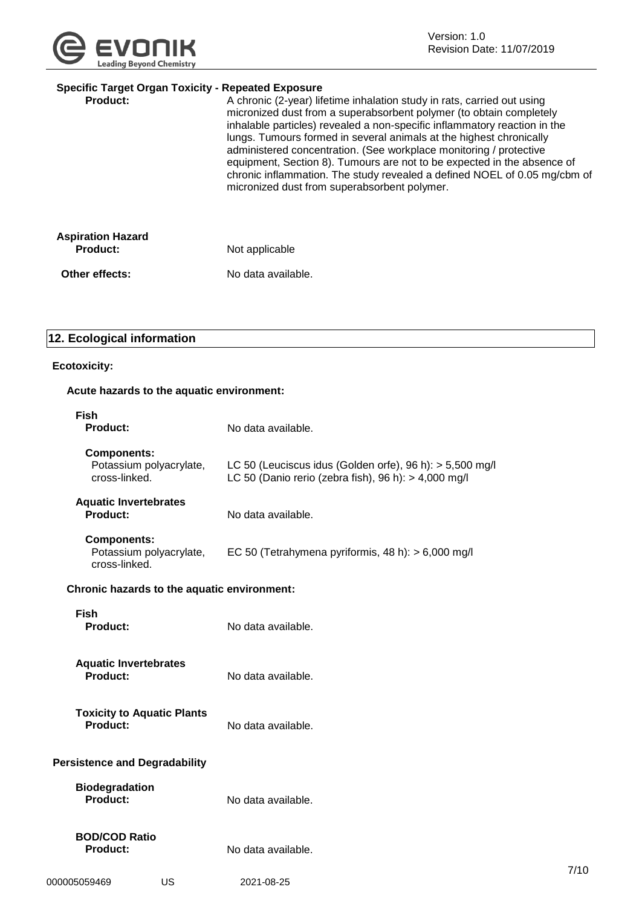**Specific Target Organ Toxicity - Repeated Exposure**

**Product:** A chronic (2-year) lifetime inhalation study in rats, carried out using micronized dust from a superabsorbent polymer (to obtain completely inhalable particles) revealed a non-specific inflammatory reaction in the lungs. Tumours formed in several animals at the highest chronically administered concentration. (See workplace monitoring / protective equipment, Section 8). Tumours are not to be expected in the absence of chronic inflammation. The study revealed a defined NOEL of 0.05 mg/cbm of micronized dust from superabsorbent polymer.

**Aspiration Hazard**

**Product:** Not applicable

**Other effects:** No data available.

## 12. Ecological information

**Ecotoxicity:**

**Acute hazards to the aquatic environment:**

**Fish**

**Product:** No data available.

**Components:**

Potassium polyacrylate, cross-linked.
LC 50 (Leuciscus idus (Golden orfe), 96 h): > 5,500 mg/l
LC 50 (Danio rerio (zebra fish), 96 h): > 4,000 mg/l

**Aquatic Invertebrates**

**Product:** No data available.

**Components:**

Potassium polyacrylate, cross-linked.
EC 50 (Tetrahymena pyriformis, 48 h): > 6,000 mg/l

**Chronic hazards to the aquatic environment:**

**Fish**

**Product:** No data available.

**Aquatic Invertebrates**

**Product:** No data available.

**Toxicity to Aquatic Plants**

**Product:** No data available.

**Persistence and Degradability**

**Biodegradation**

**Product:** No data available.

**BOD/COD Ratio**

**Product:** No data available.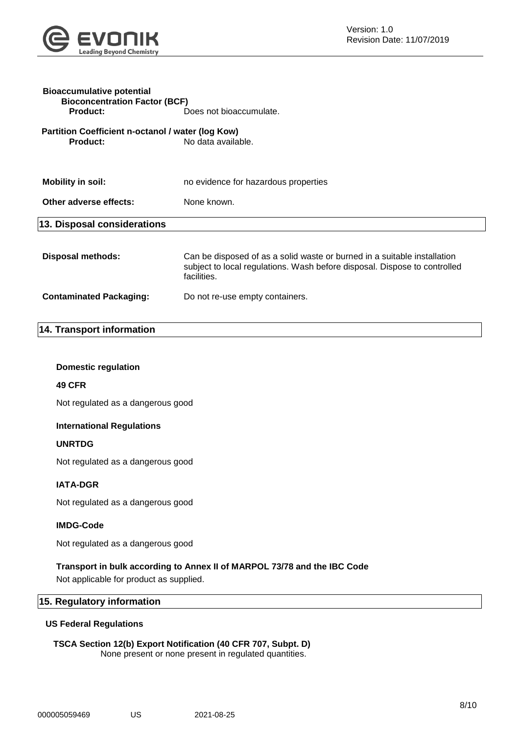**Bioaccumulative potential**

**Bioconcentration Factor (BCF)**

**Product:** Does not bioaccumulate.

**Partition Coefficient n-octanol / water (log Kow)**

**Product:** No data available.

**Mobility in soil:** no evidence for hazardous properties

**Other adverse effects:** None known.

## 13. Disposal considerations

**Disposal methods:** Can be disposed of as a solid waste or burned in a suitable installation subject to local regulations. Wash before disposal. Dispose to controlled facilities.

**Contaminated Packaging:** Do not re-use empty containers.

## 14. Transport information

**Domestic regulation**

**49 CFR**

Not regulated as a dangerous good

**International Regulations**

**UNRTDG**

Not regulated as a dangerous good

**IATA-DGR**

Not regulated as a dangerous good

**IMDG-Code**

Not regulated as a dangerous good

**Transport in bulk according to Annex II of MARPOL 73/78 and the IBC Code**

Not applicable for product as supplied.

## 15. Regulatory information

**US Federal Regulations**

**TSCA Section 12(b) Export Notification (40 CFR 707, Subpt. D)**

None present or none present in regulated quantities.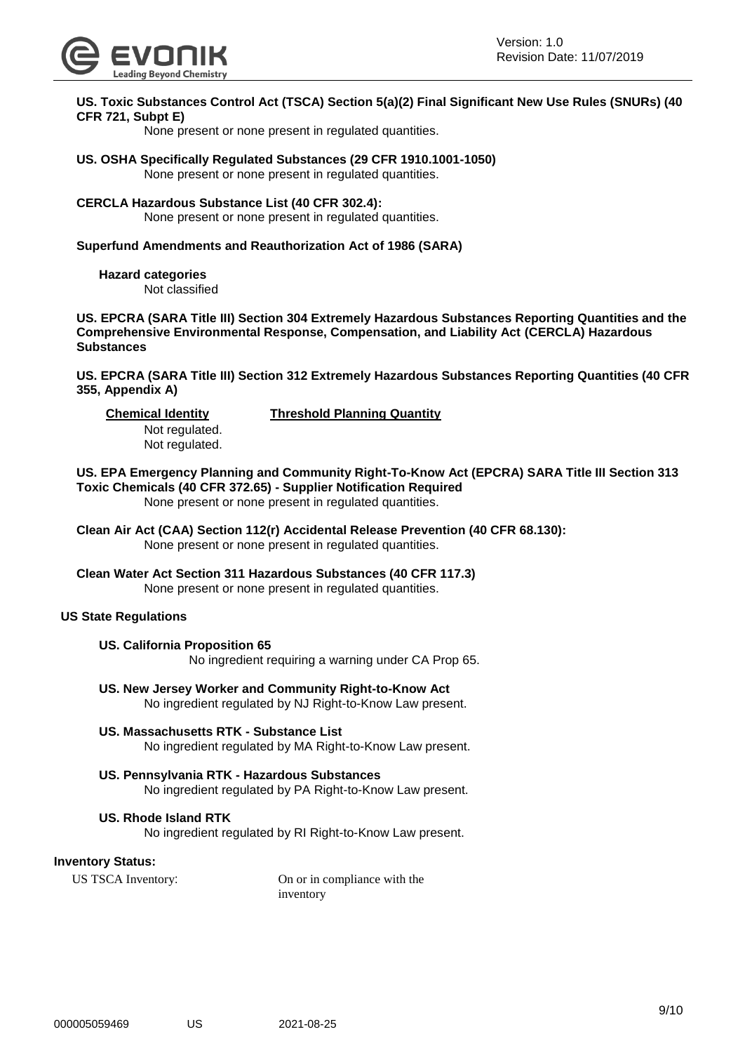**US. Toxic Substances Control Act (TSCA) Section 5(a)(2) Final Significant New Use Rules (SNURs) (40 CFR 721, Subpt E)**

None present or none present in regulated quantities.

**US. OSHA Specifically Regulated Substances (29 CFR 1910.1001-1050)**

None present or none present in regulated quantities.

**CERCLA Hazardous Substance List (40 CFR 302.4):**

None present or none present in regulated quantities.

**Superfund Amendments and Reauthorization Act of 1986 (SARA)**

**Hazard categories**

Not classified

**US. EPCRA (SARA Title III) Section 304 Extremely Hazardous Substances Reporting Quantities and the Comprehensive Environmental Response, Compensation, and Liability Act (CERCLA) Hazardous Substances**

**US. EPCRA (SARA Title III) Section 312 Extremely Hazardous Substances Reporting Quantities (40 CFR 355, Appendix A)**

| Chemical Identity | Threshold Planning Quantity |
|---|---|
| Not regulated. | |
| Not regulated. | |

**US. EPA Emergency Planning and Community Right-To-Know Act (EPCRA) SARA Title III Section 313 Toxic Chemicals (40 CFR 372.65) - Supplier Notification Required**

None present or none present in regulated quantities.

**Clean Air Act (CAA) Section 112(r) Accidental Release Prevention (40 CFR 68.130):**

None present or none present in regulated quantities.

**Clean Water Act Section 311 Hazardous Substances (40 CFR 117.3)**

None present or none present in regulated quantities.

**US State Regulations**

**US. California Proposition 65**

No ingredient requiring a warning under CA Prop 65.

**US. New Jersey Worker and Community Right-to-Know Act**

No ingredient regulated by NJ Right-to-Know Law present.

**US. Massachusetts RTK - Substance List**

No ingredient regulated by MA Right-to-Know Law present.

**US. Pennsylvania RTK - Hazardous Substances**

No ingredient regulated by PA Right-to-Know Law present.

**US. Rhode Island RTK**

No ingredient regulated by RI Right-to-Know Law present.

**Inventory Status:**

US TSCA Inventory: On or in compliance with the inventory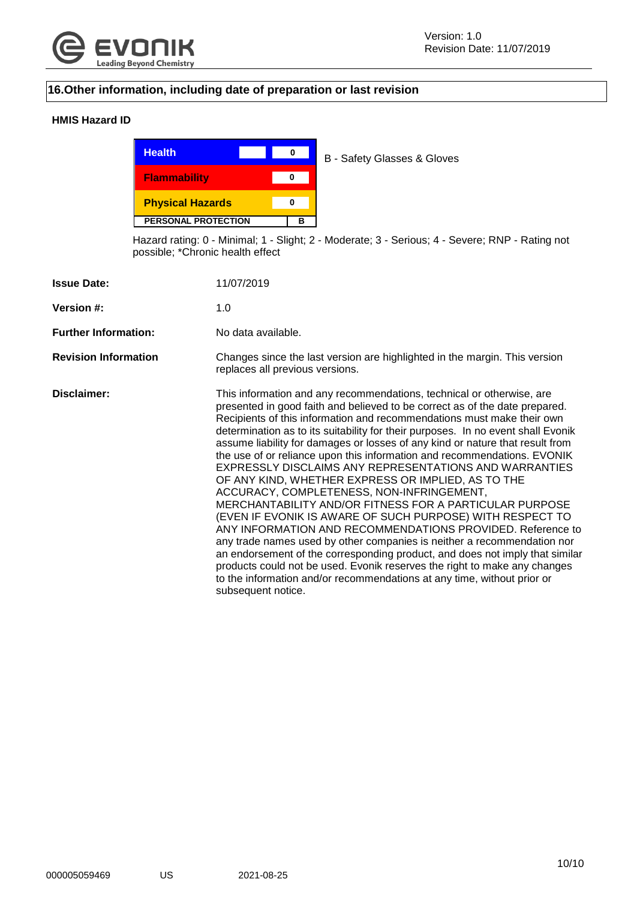## 16.Other information, including date of preparation or last revision

**HMIS Hazard ID**

| | | |
|---|---|---|
| Health | | 0 |
| Flammability | | 0 |
| Physical Hazards | | 0 |
| PERSONAL PROTECTION | | B |

B - Safety Glasses & Gloves

Hazard rating: 0 - Minimal; 1 - Slight; 2 - Moderate; 3 - Serious; 4 - Severe; RNP - Rating not possible; *Chronic health effect

**Issue Date:** 11/07/2019

**Version #:** 1.0

**Further Information:** No data available.

**Revision Information** Changes since the last version are highlighted in the margin. This version replaces all previous versions.

**Disclaimer:** This information and any recommendations, technical or otherwise, are presented in good faith and believed to be correct as of the date prepared. Recipients of this information and recommendations must make their own determination as to its suitability for their purposes. In no event shall Evonik assume liability for damages or losses of any kind or nature that result from the use of or reliance upon this information and recommendations. EVONIK EXPRESSLY DISCLAIMS ANY REPRESENTATIONS AND WARRANTIES OF ANY KIND, WHETHER EXPRESS OR IMPLIED, AS TO THE ACCURACY, COMPLETENESS, NON-INFRINGEMENT, MERCHANTABILITY AND/OR FITNESS FOR A PARTICULAR PURPOSE (EVEN IF EVONIK IS AWARE OF SUCH PURPOSE) WITH RESPECT TO ANY INFORMATION AND RECOMMENDATIONS PROVIDED. Reference to any trade names used by other companies is neither a recommendation nor an endorsement of the corresponding product, and does not imply that similar products could not be used. Evonik reserves the right to make any changes to the information and/or recommendations at any time, without prior or subsequent notice.